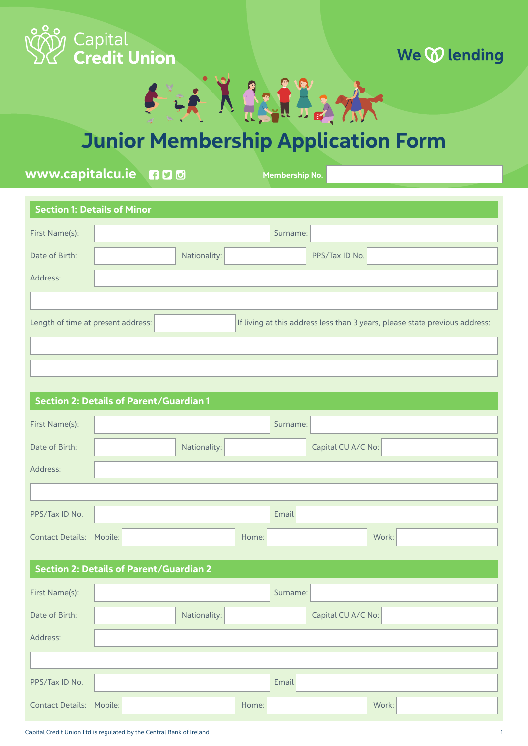Capital Credit Union

We ♡ lending

# Junior Membership Application Form

www.capitalcu.ie

Membership No. ______________________

## Section 1: Details of Minor

First Name(s): ______________________ Surname: ______________________

Date of Birth: ______________ Nationality: ______________ PPS/Tax ID No. ______________

Address: ______________________________________________

______________________________________________

Length of time at present address: ______________ If living at this address less than 3 years, please state previous address:

______________________________________________

______________________________________________

## Section 2: Details of Parent/Guardian 1

First Name(s): ______________________ Surname: ______________________

Date of Birth: ______________ Nationality: ______________ Capital CU A/C No: ______________

Address: ______________________________________________

______________________________________________

PPS/Tax ID No. ______________________ Email ______________________

Contact Details: Mobile: ______________ Home: ______________ Work: ______________

## Section 2: Details of Parent/Guardian 2

First Name(s): ______________________ Surname: ______________________

Date of Birth: ______________ Nationality: ______________ Capital CU A/C No: ______________

Address: ______________________________________________

______________________________________________

PPS/Tax ID No. ______________________ Email ______________________

Contact Details: Mobile: ______________ Home: ______________ Work: ______________

Capital Credit Union Ltd is regulated by the Central Bank of Ireland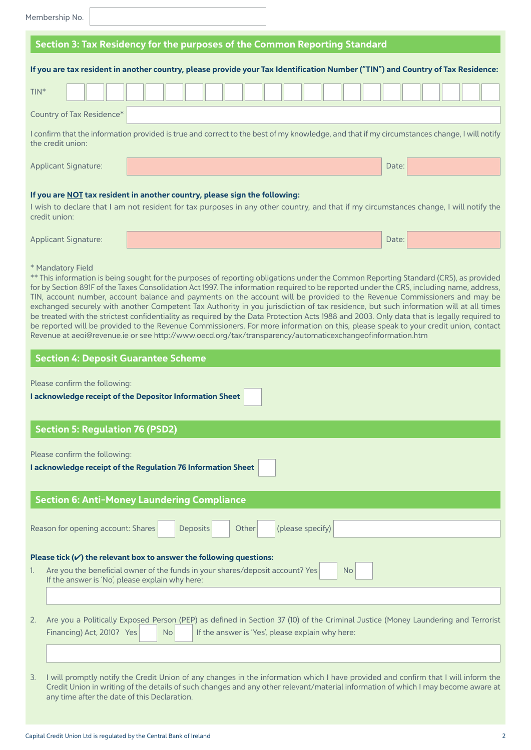Membership No.

## Section 3: Tax Residency for the purposes of the Common Reporting Standard

**If you are tax resident in another country, please provide your Tax Identification Number ("TIN") and Country of Tax Residence:**

TIN*

Country of Tax Residence*

I confirm that the information provided is true and correct to the best of my knowledge, and that if my circumstances change, I will notify the credit union:

Applicant Signature: Date:

**If you are NOT tax resident in another country, please sign the following:**

I wish to declare that I am not resident for tax purposes in any other country, and that if my circumstances change, I will notify the credit union:

Applicant Signature: Date:

* Mandatory Field

** This information is being sought for the purposes of reporting obligations under the Common Reporting Standard (CRS), as provided for by Section 891F of the Taxes Consolidation Act 1997. The information required to be reported under the CRS, including name, address, TIN, account number, account balance and payments on the account will be provided to the Revenue Commissioners and may be exchanged securely with another Competent Tax Authority in you jurisdiction of tax residence, but such information will at all times be treated with the strictest confidentiality as required by the Data Protection Acts 1988 and 2003. Only data that is legally required to be reported will be provided to the Revenue Commissioners. For more information on this, please speak to your credit union, contact Revenue at aeoi@revenue.ie or see http://www.oecd.org/tax/transparency/automaticexchangeofinformation.htm

## Section 4: Deposit Guarantee Scheme

Please confirm the following:

**I acknowledge receipt of the Depositor Information Sheet** ☐

## Section 5: Regulation 76 (PSD2)

Please confirm the following:

**I acknowledge receipt of the Regulation 76 Information Sheet** ☐

## Section 6: Anti-Money Laundering Compliance

Reason for opening account: Shares ☐ Deposits ☐ Other ☐ (please specify)

**Please tick (✔) the relevant box to answer the following questions:**

1. Are you the beneficial owner of the funds in your shares/deposit account? Yes ☐ No ☐
   If the answer is 'No', please explain why here:

2. Are you a Politically Exposed Person (PEP) as defined in Section 37 (10) of the Criminal Justice (Money Laundering and Terrorist Financing) Act, 2010? Yes ☐ No ☐ If the answer is 'Yes', please explain why here:

3. I will promptly notify the Credit Union of any changes in the information which I have provided and confirm that I will inform the Credit Union in writing of the details of such changes and any other relevant/material information of which I may become aware at any time after the date of this Declaration.

Capital Credit Union Ltd is regulated by the Central Bank of Ireland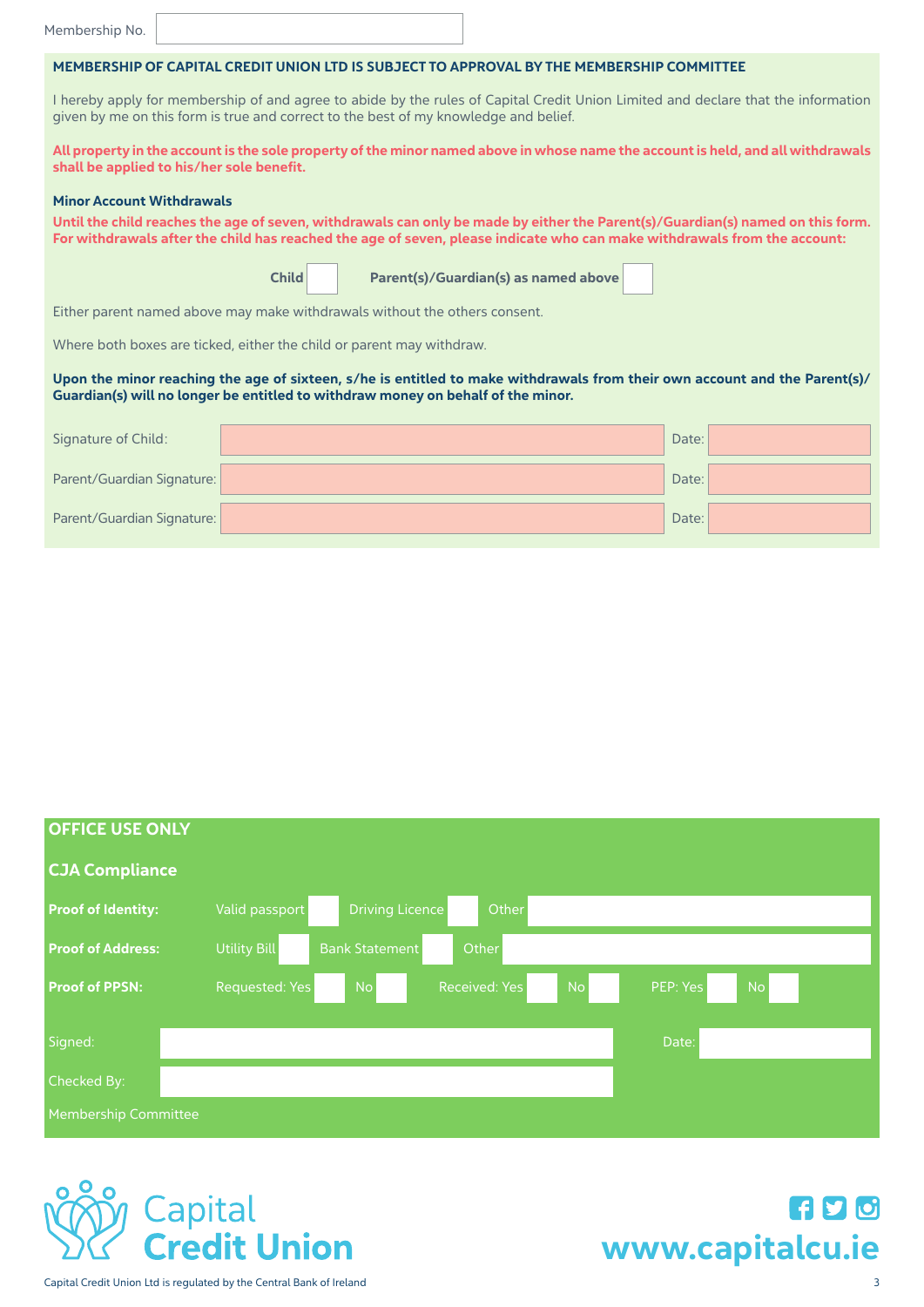Membership No. 

**MEMBERSHIP OF CAPITAL CREDIT UNION LTD IS SUBJECT TO APPROVAL BY THE MEMBERSHIP COMMITTEE**

I hereby apply for membership of and agree to abide by the rules of Capital Credit Union Limited and declare that the information given by me on this form is true and correct to the best of my knowledge and belief.

**All property in the account is the sole property of the minor named above in whose name the account is held, and all withdrawals shall be applied to his/her sole benefit.**

**Minor Account Withdrawals**

**Until the child reaches the age of seven, withdrawals can only be made by either the Parent(s)/Guardian(s) named on this form. For withdrawals after the child has reached the age of seven, please indicate who can make withdrawals from the account:**

**Child** ☐ **Parent(s)/Guardian(s) as named above** ☐

Either parent named above may make withdrawals without the others consent.

Where both boxes are ticked, either the child or parent may withdraw.

**Upon the minor reaching the age of sixteen, s/he is entitled to make withdrawals from their own account and the Parent(s)/ Guardian(s) will no longer be entitled to withdraw money on behalf of the minor.**

| | | | |
|---|---|---|---|
| Signature of Child: | | Date: | |
| Parent/Guardian Signature: | | Date: | |
| Parent/Guardian Signature: | | Date: | |

## OFFICE USE ONLY

### CJA Compliance

| | | | | | | | | |
|---|---|---|---|---|---|---|---|---|
| **Proof of Identity:** | Valid passport ☐ | Driving Licence ☐ | Other | | | | | |
| **Proof of Address:** | Utility Bill ☐ | Bank Statement ☐ | Other | | | | | |
| **Proof of PPSN:** | Requested: Yes ☐ | No ☐ | Received: Yes ☐ | No ☐ | PEP: Yes ☐ | No ☐ | | |

Signed: Date:

Checked By:

Membership Committee

Capital Credit Union

www.capitalcu.ie

Capital Credit Union Ltd is regulated by the Central Bank of Ireland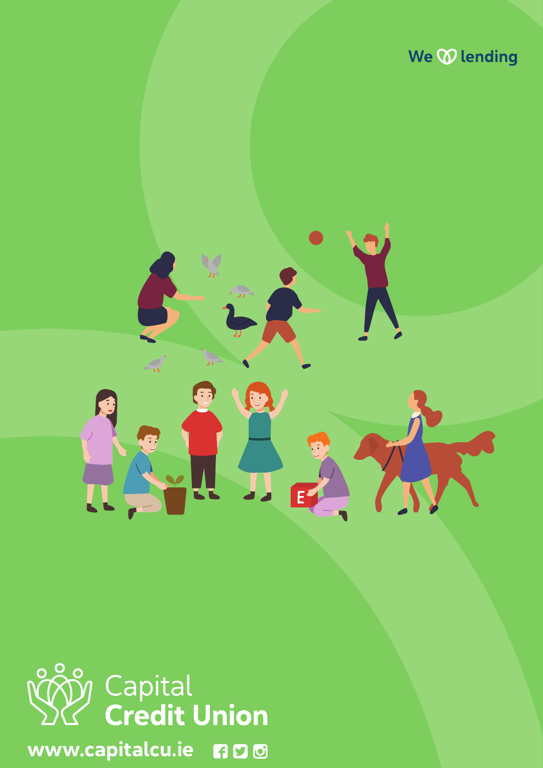We ♡ lending

Capital
**Credit Union**

**www.capitalcu.ie**